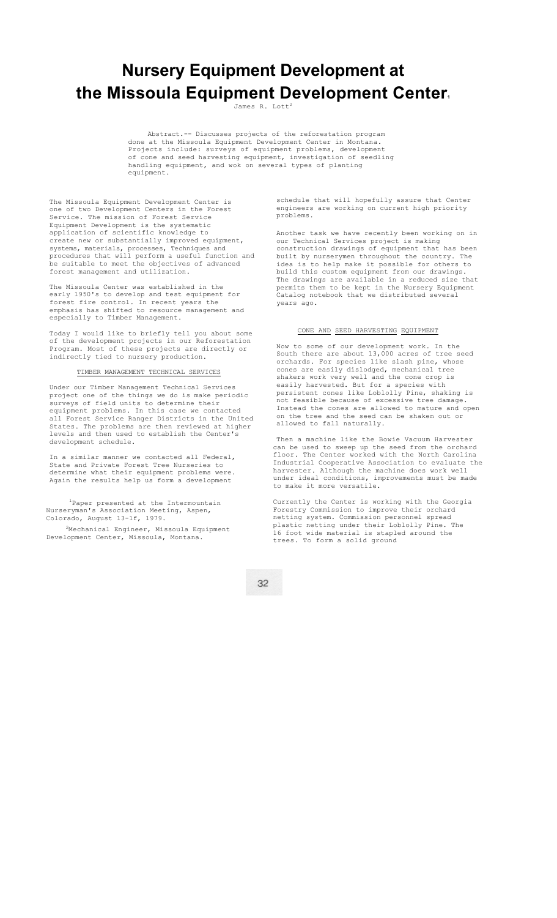# Nursery Equipment Development at the Missoula Equipment Development Center[1]

James R. Lott[2]

Abstract.-- Discusses projects of the reforestation program done at the Missoula Equipment Development Center in Montana. Projects include: surveys of equipment problems, development of cone and seed harvesting equipment, investigation of seedling handling equipment, and wok on several types of planting equipment.

The Missoula Equipment Development Center is one of two Development Centers in the Forest Service. The mission of Forest Service Equipment Development is the systematic application of scientific knowledge to create new or substantially improved equipment, systems, materials, processes, Techniques and procedures that will perform a useful function and be suitable to meet the objectives of advanced forest management and utilization.

The Missoula Center was established in the early 1950's to develop and test equipment for forest fire control. In recent years the emphasis has shifted to resource management and especially to Timber Management.

Today I would like to briefly tell you about some of the development projects in our Reforestation Program. Most of these projects are directly or indirectly tied to nursery production.

## TIMBER MANAGEMENT TECHNICAL SERVICES

Under our Timber Management Technical Services project one of the things we do is make periodic surveys of field units to determine their equipment problems. In this case we contacted all Forest Service Ranger Districts in the United States. The problems are then reviewed at higher levels and then used to establish the Center's development schedule.

In a similar manner we contacted all Federal, State and Private Forest Tree Nurseries to determine what their equipment problems were. Again the results help us form a development schedule that will hopefully assure that Center engineers are working on current high priority problems.

Another task we have recently been working on in our Technical Services project is making construction drawings of equipment that has been built by nurserymen throughout the country. The idea is to help make it possible for others to build this custom equipment from our drawings. The drawings are available in a reduced size that permits them to be kept in the Nursery Equipment Catalog notebook that we distributed several years ago.

## CONE AND SEED HARVESTING EQUIPMENT

Now to some of our development work. In the South there are about 13,000 acres of tree seed orchards. For species like slash pine, whose cones are easily dislodged, mechanical tree shakers work very well and the cone crop is easily harvested. But for a species with persistent cones like Loblolly Pine, shaking is not feasible because of excessive tree damage. Instead the cones are allowed to mature and open on the tree and the seed can be shaken out or allowed to fall naturally.

Then a machine like the Bowie Vacuum Harvester can be used to sweep up the seed from the orchard floor. The Center worked with the North Carolina Industrial Cooperative Association to evaluate the harvester. Although the machine does work well under ideal conditions, improvements must be made to make it more versatile.

Currently the Center is working with the Georgia Forestry Commission to improve their orchard netting system. Commission personnel spread plastic netting under their Loblolly Pine. The 16 foot wide material is stapled around the trees. To form a solid ground

[1] Paper presented at the Intermountain Nurseryman's Association Meeting, Aspen, Colorado, August 13-1f, 1979.

[2] Mechanical Engineer, Missoula Equipment Development Center, Missoula, Montana.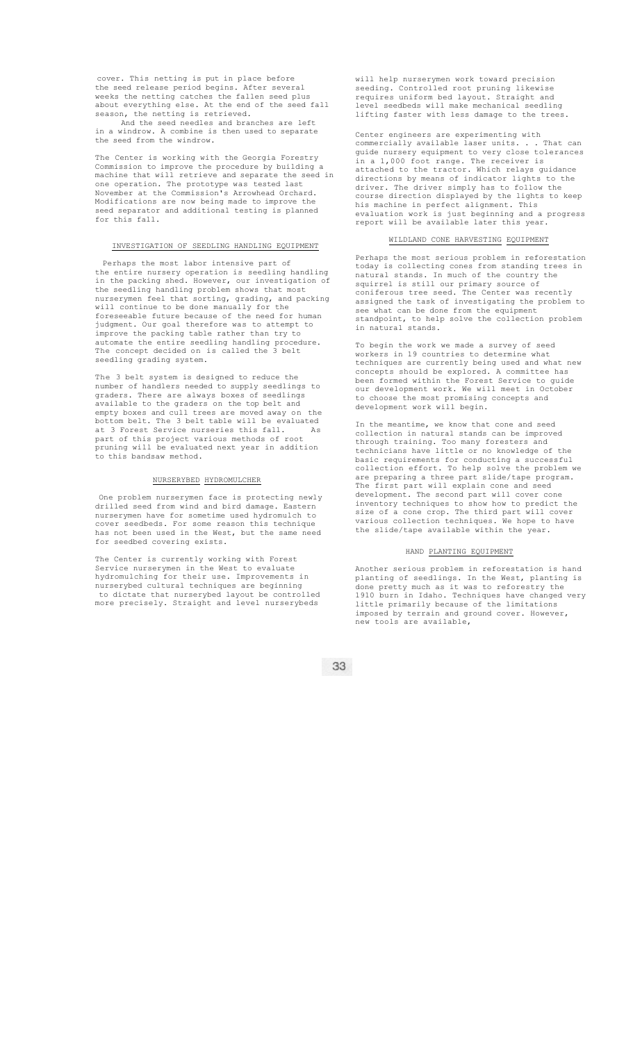cover. This netting is put in place before the seed release period begins. After several weeks the netting catches the fallen seed plus about everything else. At the end of the seed fall season, the netting is retrieved.

And the seed needles and branches are left in a windrow. A combine is then used to separate the seed from the windrow.

The Center is working with the Georgia Forestry Commission to improve the procedure by building a machine that will retrieve and separate the seed in one operation. The prototype was tested last November at the Commission's Arrowhead Orchard. Modifications are now being made to improve the seed separator and additional testing is planned for this fall.

## INVESTIGATION OF SEEDLING HANDLING EQUIPMENT

Perhaps the most labor intensive part of the entire nursery operation is seedling handling in the packing shed. However, our investigation of the seedling handling problem shows that most nurserymen feel that sorting, grading, and packing will continue to be done manually for the foreseeable future because of the need for human judgment. Our goal therefore was to attempt to improve the packing table rather than try to automate the entire seedling handling procedure. The concept decided on is called the 3 belt seedling grading system.

The 3 belt system is designed to reduce the number of handlers needed to supply seedlings to graders. There are always boxes of seedlings available to the graders on the top belt and empty boxes and cull trees are moved away on the bottom belt. The 3 belt table will be evaluated at 3 Forest Service nurseries this fall. As part of this project various methods of root pruning will be evaluated next year in addition to this bandsaw method.

## NURSERYBED HYDROMULCHER

One problem nurserymen face is protecting newly drilled seed from wind and bird damage. Eastern nurserymen have for sometime used hydromulch to cover seedbeds. For some reason this technique has not been used in the West, but the same need for seedbed covering exists.

The Center is currently working with Forest Service nurserymen in the West to evaluate hydromulching for their use. Improvements in nurserybed cultural techniques are beginning to dictate that nurserybed layout be controlled more precisely. Straight and level nurserybeds will help nurserymen work toward precision seeding. Controlled root pruning likewise requires uniform bed layout. Straight and level seedbeds will make mechanical seedling lifting faster with less damage to the trees.

Center engineers are experimenting with commercially available laser units. . . That can guide nursery equipment to very close tolerances in a 1,000 foot range. The receiver is attached to the tractor. Which relays guidance directions by means of indicator lights to the driver. The driver simply has to follow the course direction displayed by the lights to keep his machine in perfect alignment. This evaluation work is just beginning and a progress report will be available later this year.

## WILDLAND CONE HARVESTING EQUIPMENT

Perhaps the most serious problem in reforestation today is collecting cones from standing trees in natural stands. In much of the country the squirrel is still our primary source of coniferous tree seed. The Center was recently assigned the task of investigating the problem to see what can be done from the equipment standpoint, to help solve the collection problem in natural stands.

To begin the work we made a survey of seed workers in 19 countries to determine what techniques are currently being used and what new concepts should be explored. A committee has been formed within the Forest Service to guide our development work. We will meet in October to choose the most promising concepts and development work will begin.

In the meantime, we know that cone and seed collection in natural stands can be improved through training. Too many foresters and technicians have little or no knowledge of the basic requirements for conducting a successful collection effort. To help solve the problem we are preparing a three part slide/tape program. The first part will explain cone and seed development. The second part will cover cone inventory techniques to show how to predict the size of a cone crop. The third part will cover various collection techniques. We hope to have the slide/tape available within the year.

## HAND PLANTING EQUIPMENT

Another serious problem in reforestation is hand planting of seedlings. In the West, planting is done pretty much as it was to reforestry the 1910 burn in Idaho. Techniques have changed very little primarily because of the limitations imposed by terrain and ground cover. However, new tools are available,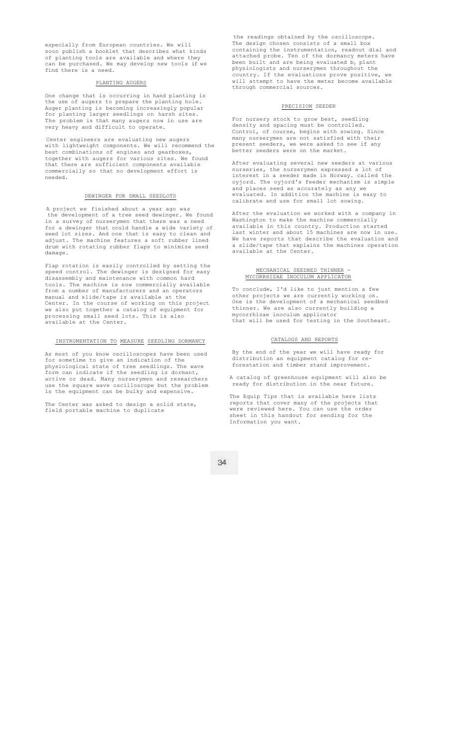especially from European countries. We will soon publish a booklet that describes what kinds of planting tools are available and where they can be purchased. We may develop new tools if we find there is a need.

## PLANTING AUGERS

One change that is occurring in hand planting is the use of augers to prepare the planting hole. Auger planting is becoming increasingly popular for planting larger seedlings on harsh sites. The problem is that many augers now in use are very heavy and difficult to operate.

Center engineers are evaluating new augers with lightweight components. We will recommend the best combinations of engines and gearboxes, together with augers for various sites. We found that there are sufficient components available commercially so that no development effort is needed.

## DEWINGER FOR SMALL SEEDLOTS

A project we finished about a year ago was the development of a tree seed dewinger. We found in a survey of nurserymen that there was a need for a dewinger that could handle a wide variety of seed lot sizes. And one that is easy to clean and adjust. The machine features a soft rubber lined drum with rotating rubber flaps to minimize seed damage.

Flap rotation is easily controlled by setting the speed control. The dewinger is designed for easy disassembly and maintenance with common hard tools. The machine is now commercially available from a number of manufacturers and an operators manual and slide/tape is available at the Center. In the course of working on this project we also put together a catalog of equipment for processing small seed lots. This is also available at the Center.

## INSTRUMENTATION TO MEASURE SEEDLING DORMANCY

As most of you know oscilloscopes have been used for sometime to give an indication of the physiological state of tree seedlings. The wave form can indicate if the seedling is dormant, active or dead. Many nurserymen and researchers use the square wave oscilloscope but the problem is the equipment can be bulky and expensive.

The Center was asked to design a solid state, field portable machine to duplicate the readings obtained by the oscilloscope. The design chosen consists of a small box containing the instrumentation, readout dial and attached probe. Ten of the dormancy meters have been built and are being evaluated b, plant physiologists and nurserymen throughout the country. If the evaluations prove positive, we will attempt to have the meter become available through commercial sources.

## PRECISION SEEDER

For nursery stock to grow best, seedling density and spacing must be controlled. Control, of course, begins with sowing. Since many nurserymen are not satisfied with their present seeders, we were asked to see if any better seeders were on the market.

After evaluating several new seeders at various nurseries, the nurserymen expressed a lot of interest in a seeder made in Norway. called the oyjord. The oyjord's feeder mechanism is simple and places seed as accurately as any we evaluated. In addition the machine is easy to calibrate and use for small lot sowing.

After the evaluation we worked with a company in Washington to make the machine commercially available in this country. Production started last winter and about 15 machines are now in use. We have reports that describe the evaluation and a slide/tape that explains the machines operation available at the Center.

## MECHANICAL SEEDBED THINNER - MYCORRHIZAE INOCULUM APPLICATOR

To conclude, I'd like to just mention a few other projects we are currently working on. One is the development of a mechanical seedbed thinner. We are also currently building a mycorrhizae inoculum applicator that will be used for testing in the Southeast.

## CATALOGS AND REPORTS

By the end of the year we will have ready for distribution an equipment catalog for reforestation and timber stand improvement.

A catalog of greenhouse equipment will also be ready for distribution in the near future.

The Equip Tips that is available here lists reports that cover many of the projects that were reviewed here. You can use the order sheet in this handout for sending for the Information you want.